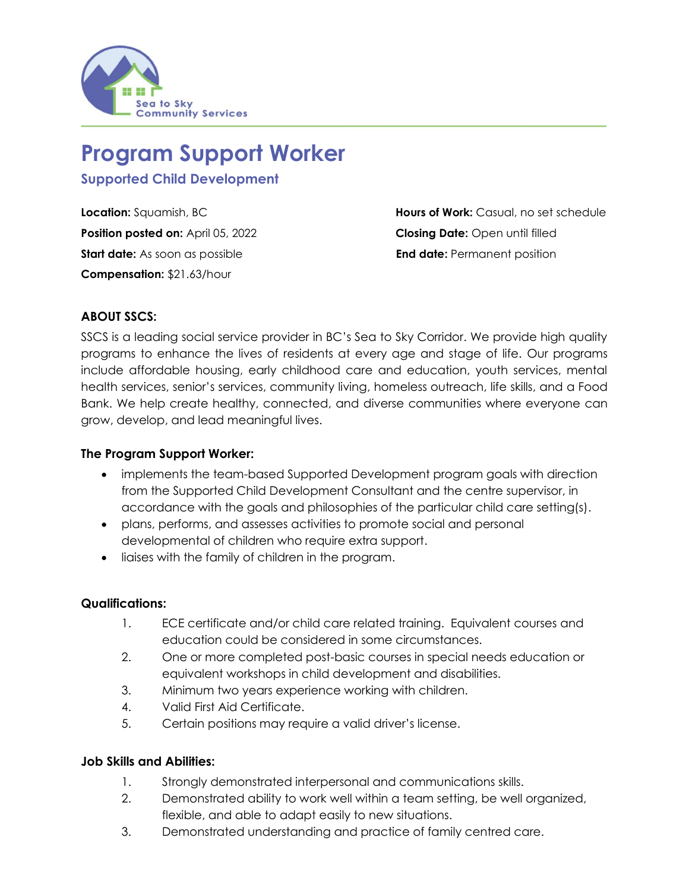Sea to Sky Community Services

# Program Support Worker

## Supported Child Development

**Location:** Squamish, BC
**Position posted on:** April 05, 2022
**Start date:** As soon as possible
**Compensation:** $21.63/hour

**Hours of Work:** Casual, no set schedule
**Closing Date:** Open until filled
**End date:** Permanent position

### ABOUT SSCS:

SSCS is a leading social service provider in BC's Sea to Sky Corridor. We provide high quality programs to enhance the lives of residents at every age and stage of life. Our programs include affordable housing, early childhood care and education, youth services, mental health services, senior's services, community living, homeless outreach, life skills, and a Food Bank. We help create healthy, connected, and diverse communities where everyone can grow, develop, and lead meaningful lives.

### The Program Support Worker:

- implements the team-based Supported Development program goals with direction from the Supported Child Development Consultant and the centre supervisor, in accordance with the goals and philosophies of the particular child care setting(s).
- plans, performs, and assesses activities to promote social and personal developmental of children who require extra support.
- liaises with the family of children in the program.

### Qualifications:

1. ECE certificate and/or child care related training. Equivalent courses and education could be considered in some circumstances.
2. One or more completed post-basic courses in special needs education or equivalent workshops in child development and disabilities.
3. Minimum two years experience working with children.
4. Valid First Aid Certificate.
5. Certain positions may require a valid driver's license.

### Job Skills and Abilities:

1. Strongly demonstrated interpersonal and communications skills.
2. Demonstrated ability to work well within a team setting, be well organized, flexible, and able to adapt easily to new situations.
3. Demonstrated understanding and practice of family centred care.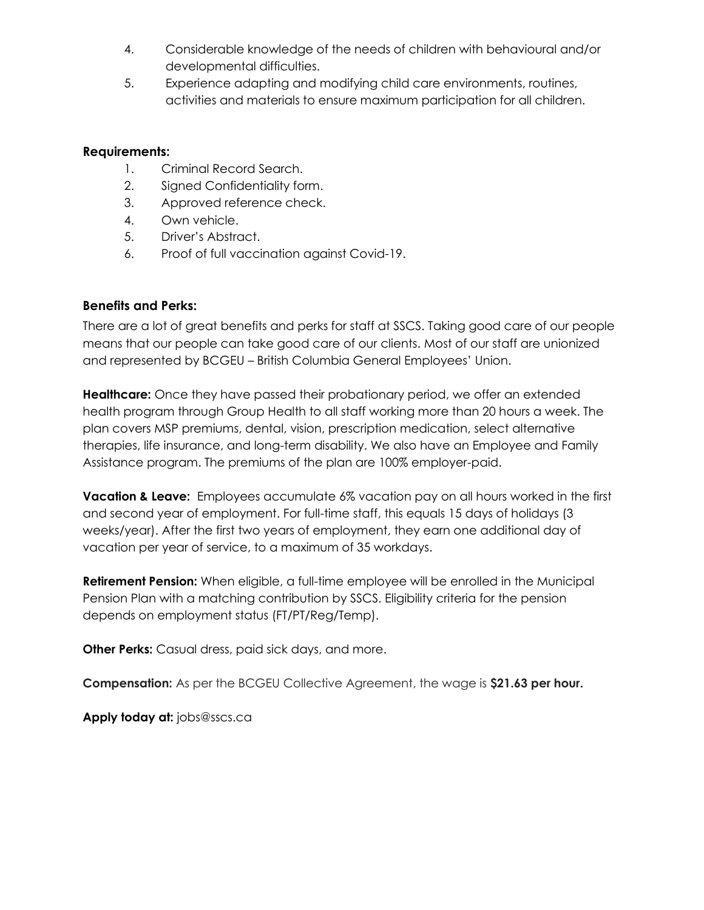4. Considerable knowledge of the needs of children with behavioural and/or developmental difficulties.
5. Experience adapting and modifying child care environments, routines, activities and materials to ensure maximum participation for all children.

**Requirements:**

1. Criminal Record Search.
2. Signed Confidentiality form.
3. Approved reference check.
4. Own vehicle.
5. Driver's Abstract.
6. Proof of full vaccination against Covid-19.

**Benefits and Perks:**

There are a lot of great benefits and perks for staff at SSCS. Taking good care of our people means that our people can take good care of our clients. Most of our staff are unionized and represented by BCGEU – British Columbia General Employees' Union.

**Healthcare:** Once they have passed their probationary period, we offer an extended health program through Group Health to all staff working more than 20 hours a week. The plan covers MSP premiums, dental, vision, prescription medication, select alternative therapies, life insurance, and long-term disability. We also have an Employee and Family Assistance program. The premiums of the plan are 100% employer-paid.

**Vacation & Leave:** Employees accumulate 6% vacation pay on all hours worked in the first and second year of employment. For full-time staff, this equals 15 days of holidays (3 weeks/year). After the first two years of employment, they earn one additional day of vacation per year of service, to a maximum of 35 workdays.

**Retirement Pension:** When eligible, a full-time employee will be enrolled in the Municipal Pension Plan with a matching contribution by SSCS. Eligibility criteria for the pension depends on employment status (FT/PT/Reg/Temp).

**Other Perks:** Casual dress, paid sick days, and more.

**Compensation:** As per the BCGEU Collective Agreement, the wage is **$21.63 per hour.**

**Apply today at:** jobs@sscs.ca